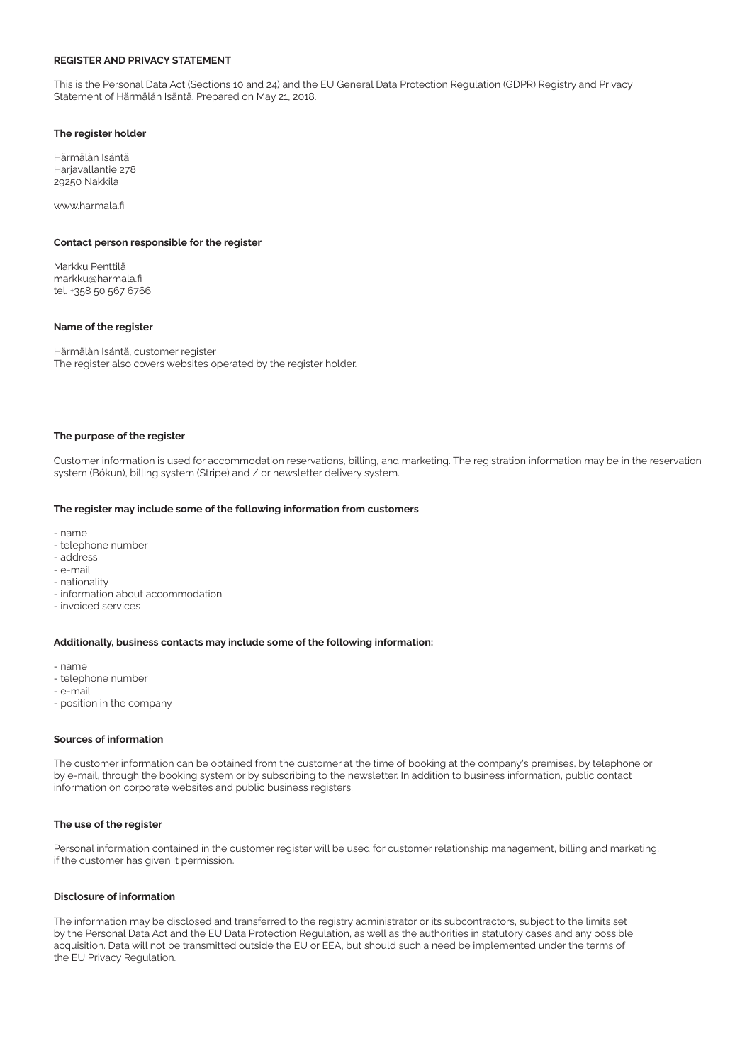# REGISTER AND PRIVACY STATEMENT

This is the Personal Data Act (Sections 10 and 24) and the EU General Data Protection Regulation (GDPR) Registry and Privacy Statement of Härmälän Isäntä. Prepared on May 21, 2018.

## The register holder

Härmälän Isäntä
Harjavallantie 278
29250 Nakkila

www.harmala.fi

## Contact person responsible for the register

Markku Penttilä
markku@harmala.fi
tel. +358 50 567 6766

## Name of the register

Härmälän Isäntä, customer register
The register also covers websites operated by the register holder.

## The purpose of the register

Customer information is used for accommodation reservations, billing, and marketing. The registration information may be in the reservation system (Bókun), billing system (Stripe) and / or newsletter delivery system.

## The register may include some of the following information from customers

- name
- telephone number
- address
- e-mail
- nationality
- information about accommodation
- invoiced services

## Additionally, business contacts may include some of the following information:

- name
- telephone number
- e-mail
- position in the company

## Sources of information

The customer information can be obtained from the customer at the time of booking at the company's premises, by telephone or by e-mail, through the booking system or by subscribing to the newsletter. In addition to business information, public contact information on corporate websites and public business registers.

## The use of the register

Personal information contained in the customer register will be used for customer relationship management, billing and marketing, if the customer has given it permission.

## Disclosure of information

The information may be disclosed and transferred to the registry administrator or its subcontractors, subject to the limits set by the Personal Data Act and the EU Data Protection Regulation, as well as the authorities in statutory cases and any possible acquisition. Data will not be transmitted outside the EU or EEA, but should such a need be implemented under the terms of the EU Privacy Regulation.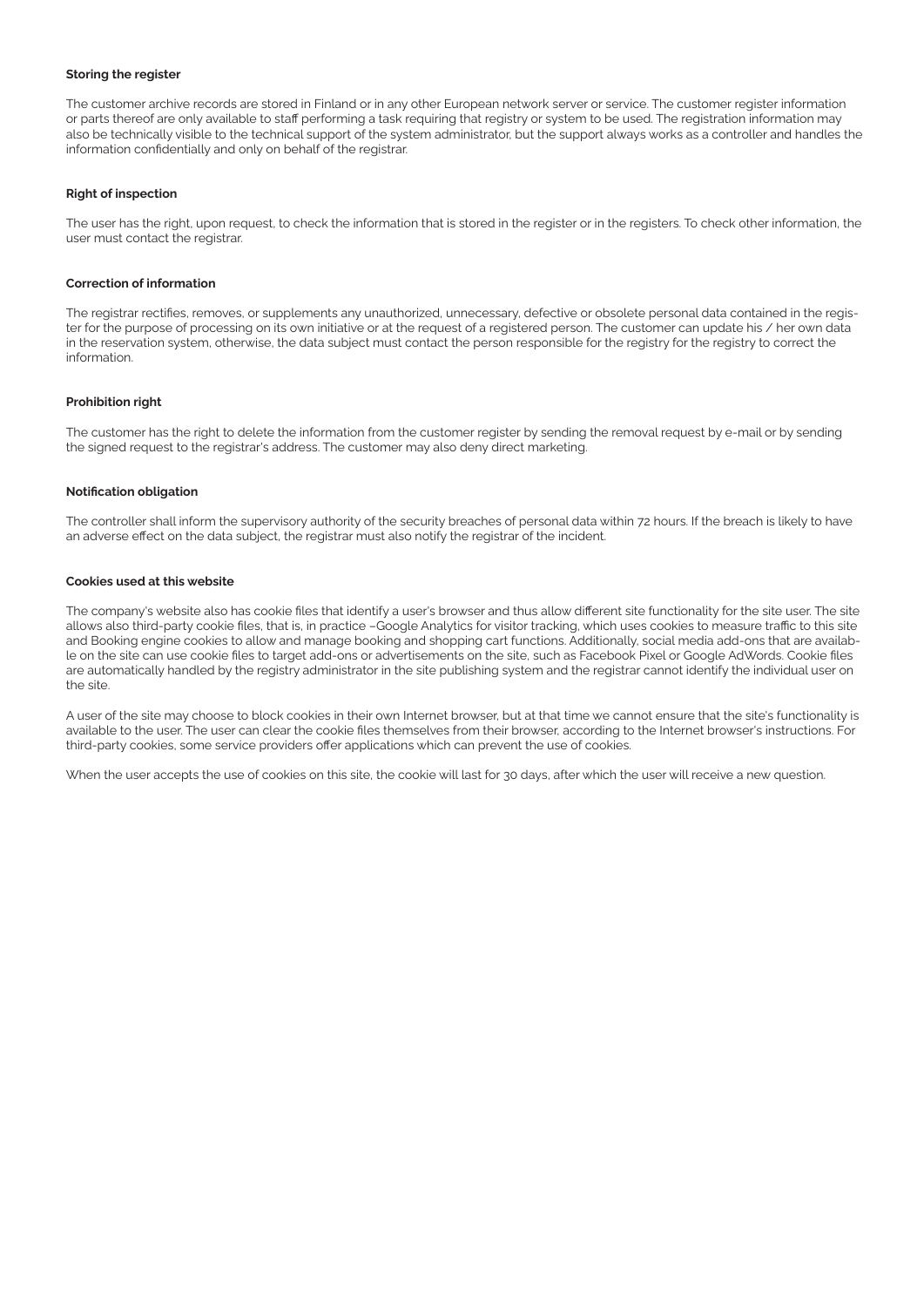**Storing the register**

The customer archive records are stored in Finland or in any other European network server or service. The customer register information or parts thereof are only available to staff performing a task requiring that registry or system to be used. The registration information may also be technically visible to the technical support of the system administrator, but the support always works as a controller and handles the information confidentially and only on behalf of the registrar.

**Right of inspection**

The user has the right, upon request, to check the information that is stored in the register or in the registers. To check other information, the user must contact the registrar.

**Correction of information**

The registrar rectifies, removes, or supplements any unauthorized, unnecessary, defective or obsolete personal data contained in the register for the purpose of processing on its own initiative or at the request of a registered person. The customer can update his / her own data in the reservation system, otherwise, the data subject must contact the person responsible for the registry for the registry to correct the information.

**Prohibition right**

The customer has the right to delete the information from the customer register by sending the removal request by e-mail or by sending the signed request to the registrar's address. The customer may also deny direct marketing.

**Notification obligation**

The controller shall inform the supervisory authority of the security breaches of personal data within 72 hours. If the breach is likely to have an adverse effect on the data subject, the registrar must also notify the registrar of the incident.

**Cookies used at this website**

The company's website also has cookie files that identify a user's browser and thus allow different site functionality for the site user. The site allows also third-party cookie files, that is, in practice –Google Analytics for visitor tracking, which uses cookies to measure traffic to this site and Booking engine cookies to allow and manage booking and shopping cart functions. Additionally, social media add-ons that are available on the site can use cookie files to target add-ons or advertisements on the site, such as Facebook Pixel or Google AdWords. Cookie files are automatically handled by the registry administrator in the site publishing system and the registrar cannot identify the individual user on the site.

A user of the site may choose to block cookies in their own Internet browser, but at that time we cannot ensure that the site's functionality is available to the user. The user can clear the cookie files themselves from their browser, according to the Internet browser's instructions. For third-party cookies, some service providers offer applications which can prevent the use of cookies.

When the user accepts the use of cookies on this site, the cookie will last for 30 days, after which the user will receive a new question.